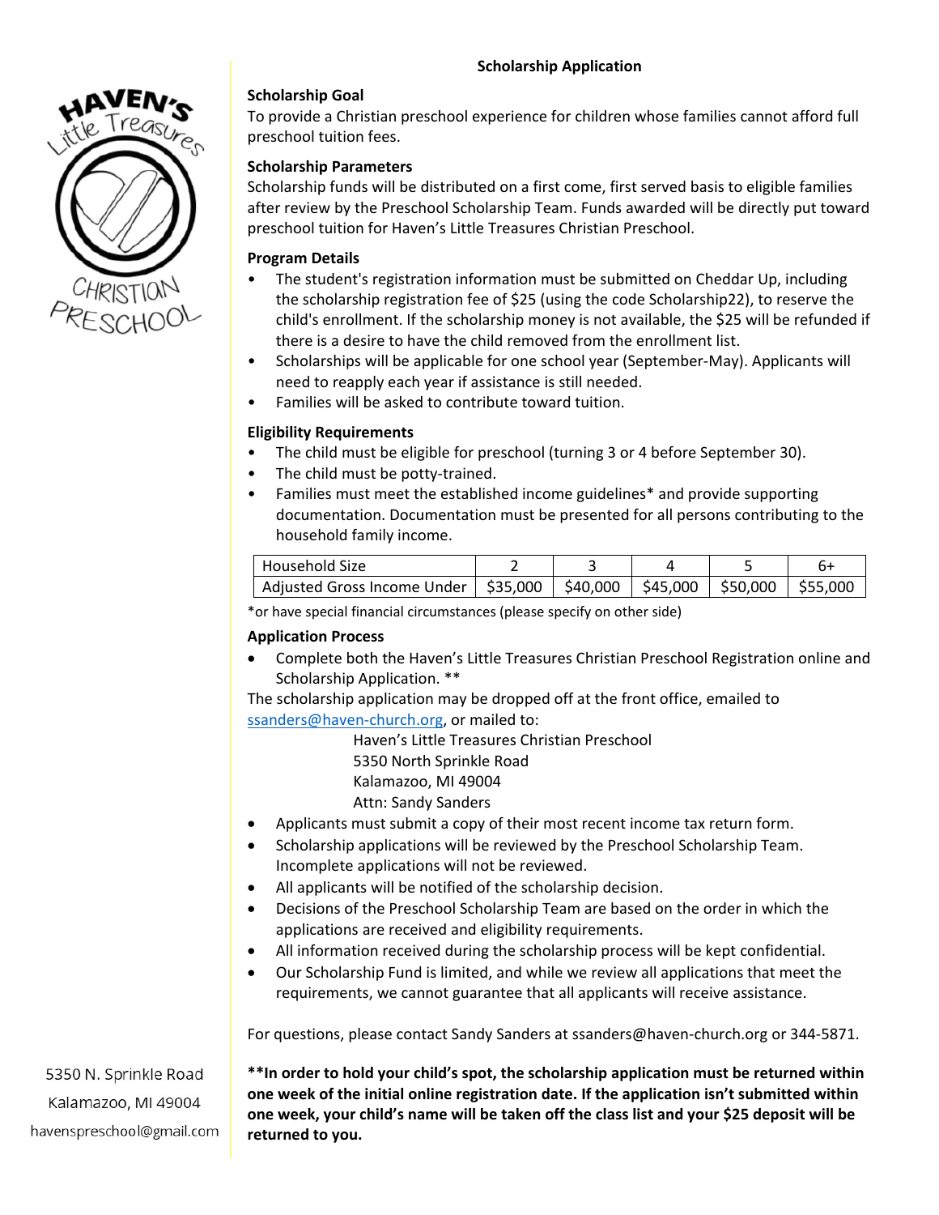# Scholarship Application

**Scholarship Goal**

To provide a Christian preschool experience for children whose families cannot afford full preschool tuition fees.

**Scholarship Parameters**

Scholarship funds will be distributed on a first come, first served basis to eligible families after review by the Preschool Scholarship Team. Funds awarded will be directly put toward preschool tuition for Haven's Little Treasures Christian Preschool.

**Program Details**

- The student's registration information must be submitted on Cheddar Up, including the scholarship registration fee of $25 (using the code Scholarship22), to reserve the child's enrollment. If the scholarship money is not available, the $25 will be refunded if there is a desire to have the child removed from the enrollment list.
- Scholarships will be applicable for one school year (September-May). Applicants will need to reapply each year if assistance is still needed.
- Families will be asked to contribute toward tuition.

**Eligibility Requirements**

- The child must be eligible for preschool (turning 3 or 4 before September 30).
- The child must be potty-trained.
- Families must meet the established income guidelines* and provide supporting documentation. Documentation must be presented for all persons contributing to the household family income.

| Household Size | 2 | 3 | 4 | 5 | 6+ |
|---|---|---|---|---|---|
| Adjusted Gross Income Under | $35,000 | $40,000 | $45,000 | $50,000 | $55,000 |

*or have special financial circumstances (please specify on other side)

**Application Process**

- Complete both the Haven's Little Treasures Christian Preschool Registration online and Scholarship Application. **

The scholarship application may be dropped off at the front office, emailed to ssanders@haven-church.org, or mailed to:

Haven's Little Treasures Christian Preschool
5350 North Sprinkle Road
Kalamazoo, MI 49004
Attn: Sandy Sanders

- Applicants must submit a copy of their most recent income tax return form.
- Scholarship applications will be reviewed by the Preschool Scholarship Team. Incomplete applications will not be reviewed.
- All applicants will be notified of the scholarship decision.
- Decisions of the Preschool Scholarship Team are based on the order in which the applications are received and eligibility requirements.
- All information received during the scholarship process will be kept confidential.
- Our Scholarship Fund is limited, and while we review all applications that meet the requirements, we cannot guarantee that all applicants will receive assistance.

For questions, please contact Sandy Sanders at ssanders@haven-church.org or 344-5871.

**\*\*In order to hold your child's spot, the scholarship application must be returned within one week of the initial online registration date. If the application isn't submitted within one week, your child's name will be taken off the class list and your $25 deposit will be returned to you.**

5350 N. Sprinkle Road
Kalamazoo, MI 49004
havenspreschool@gmail.com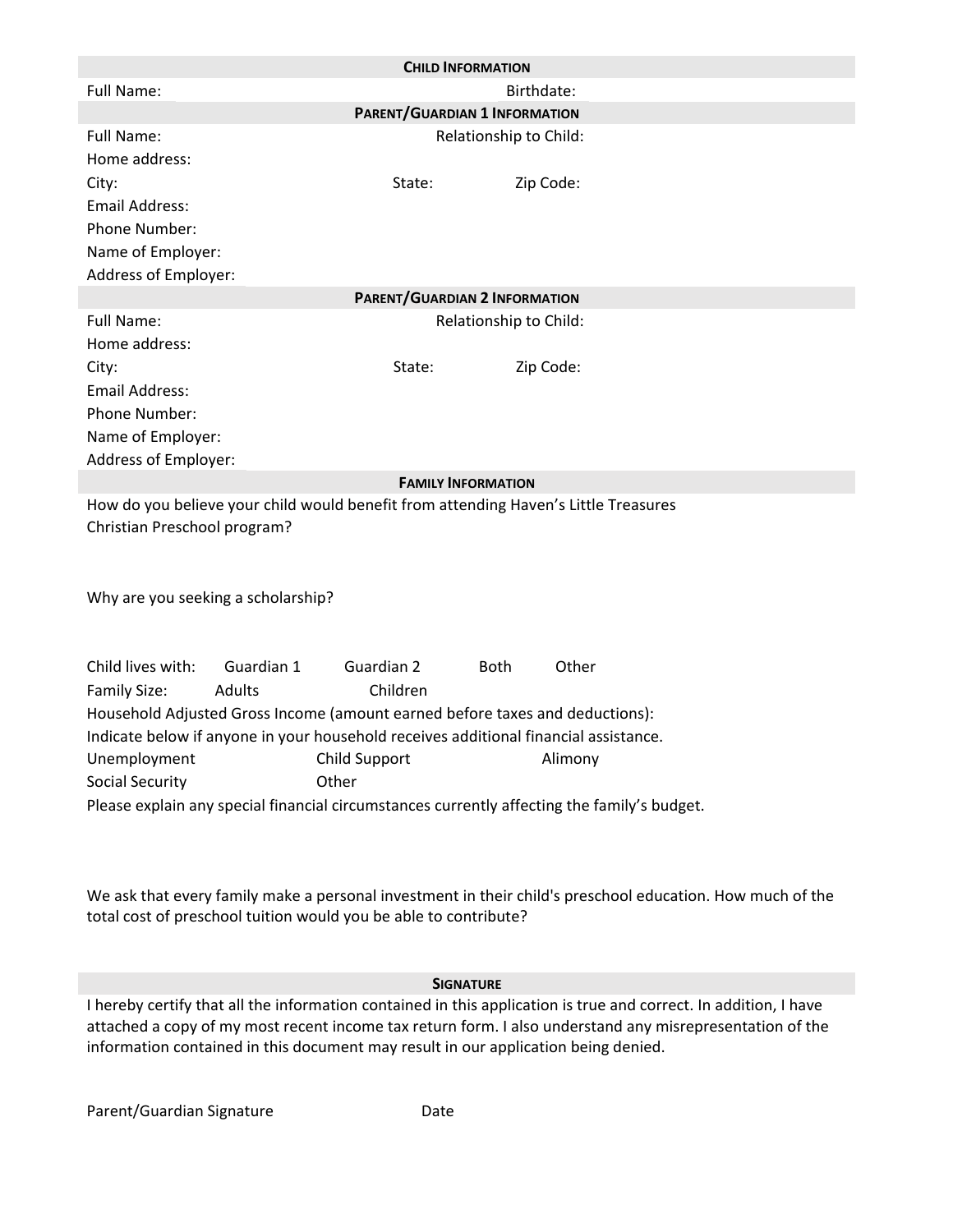## CHILD INFORMATION

Full Name: Birthdate:

## PARENT/GUARDIAN 1 INFORMATION

Full Name: Relationship to Child:

Home address:

City: State: Zip Code:

Email Address:

Phone Number:

Name of Employer:

Address of Employer:

## PARENT/GUARDIAN 2 INFORMATION

Full Name: Relationship to Child:

Home address:

City: State: Zip Code:

Email Address:

Phone Number:

Name of Employer:

Address of Employer:

## FAMILY INFORMATION

How do you believe your child would benefit from attending Haven's Little Treasures Christian Preschool program?

Why are you seeking a scholarship?

Child lives with: Guardian 1 Guardian 2 Both Other

Family Size: Adults Children

Household Adjusted Gross Income (amount earned before taxes and deductions):

Indicate below if anyone in your household receives additional financial assistance.

Unemployment Child Support Alimony

Social Security Other

Please explain any special financial circumstances currently affecting the family's budget.

We ask that every family make a personal investment in their child's preschool education. How much of the total cost of preschool tuition would you be able to contribute?

## SIGNATURE

I hereby certify that all the information contained in this application is true and correct. In addition, I have attached a copy of my most recent income tax return form. I also understand any misrepresentation of the information contained in this document may result in our application being denied.

Parent/Guardian Signature Date